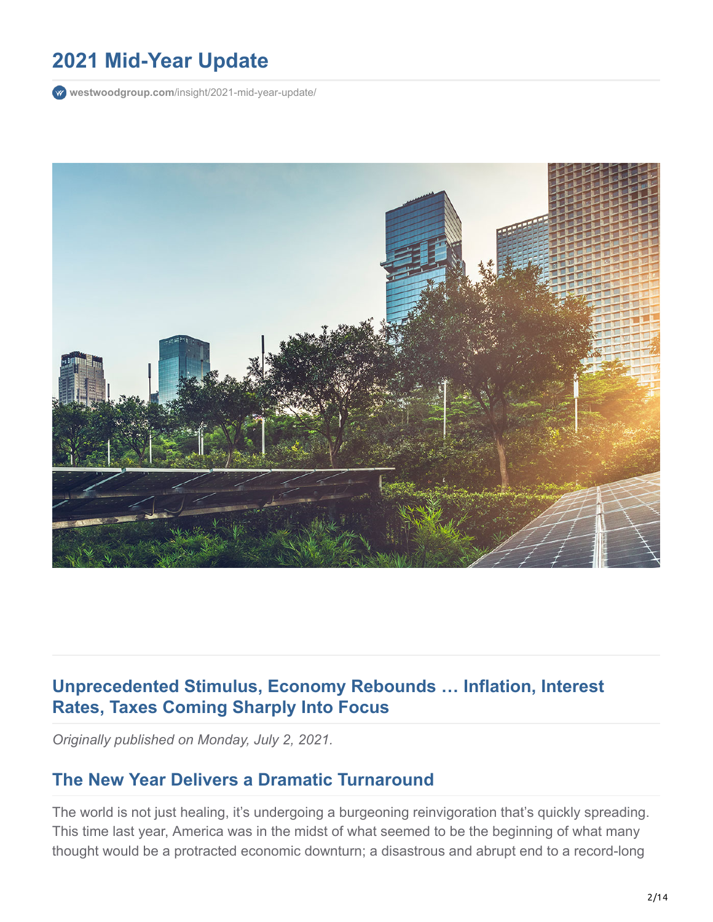# 2021 Mid-Year Update

westwoodgroup.com/insight/2021-mid-year-update/

## Unprecedented Stimulus, Economy Rebounds … Inflation, Interest Rates, Taxes Coming Sharply Into Focus

*Originally published on Monday, July 2, 2021.*

## The New Year Delivers a Dramatic Turnaround

The world is not just healing, it's undergoing a burgeoning reinvigoration that's quickly spreading. This time last year, America was in the midst of what seemed to be the beginning of what many thought would be a protracted economic downturn; a disastrous and abrupt end to a record-long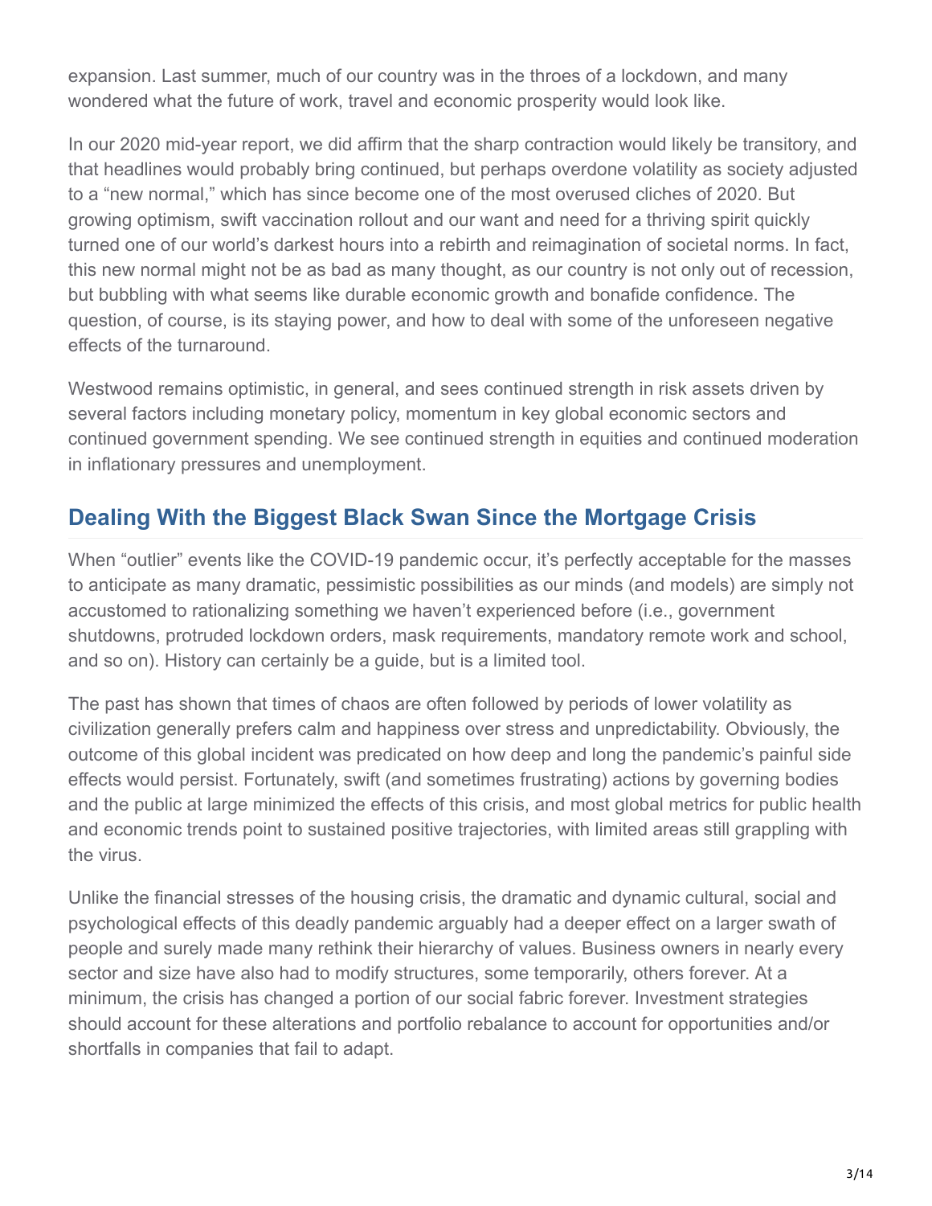expansion. Last summer, much of our country was in the throes of a lockdown, and many wondered what the future of work, travel and economic prosperity would look like.

In our 2020 mid-year report, we did affirm that the sharp contraction would likely be transitory, and that headlines would probably bring continued, but perhaps overdone volatility as society adjusted to a "new normal," which has since become one of the most overused cliches of 2020. But growing optimism, swift vaccination rollout and our want and need for a thriving spirit quickly turned one of our world's darkest hours into a rebirth and reimagination of societal norms. In fact, this new normal might not be as bad as many thought, as our country is not only out of recession, but bubbling with what seems like durable economic growth and bonafide confidence. The question, of course, is its staying power, and how to deal with some of the unforeseen negative effects of the turnaround.

Westwood remains optimistic, in general, and sees continued strength in risk assets driven by several factors including monetary policy, momentum in key global economic sectors and continued government spending. We see continued strength in equities and continued moderation in inflationary pressures and unemployment.

## Dealing With the Biggest Black Swan Since the Mortgage Crisis

When "outlier" events like the COVID-19 pandemic occur, it's perfectly acceptable for the masses to anticipate as many dramatic, pessimistic possibilities as our minds (and models) are simply not accustomed to rationalizing something we haven't experienced before (i.e., government shutdowns, protruded lockdown orders, mask requirements, mandatory remote work and school, and so on). History can certainly be a guide, but is a limited tool.

The past has shown that times of chaos are often followed by periods of lower volatility as civilization generally prefers calm and happiness over stress and unpredictability. Obviously, the outcome of this global incident was predicated on how deep and long the pandemic's painful side effects would persist. Fortunately, swift (and sometimes frustrating) actions by governing bodies and the public at large minimized the effects of this crisis, and most global metrics for public health and economic trends point to sustained positive trajectories, with limited areas still grappling with the virus.

Unlike the financial stresses of the housing crisis, the dramatic and dynamic cultural, social and psychological effects of this deadly pandemic arguably had a deeper effect on a larger swath of people and surely made many rethink their hierarchy of values. Business owners in nearly every sector and size have also had to modify structures, some temporarily, others forever. At a minimum, the crisis has changed a portion of our social fabric forever. Investment strategies should account for these alterations and portfolio rebalance to account for opportunities and/or shortfalls in companies that fail to adapt.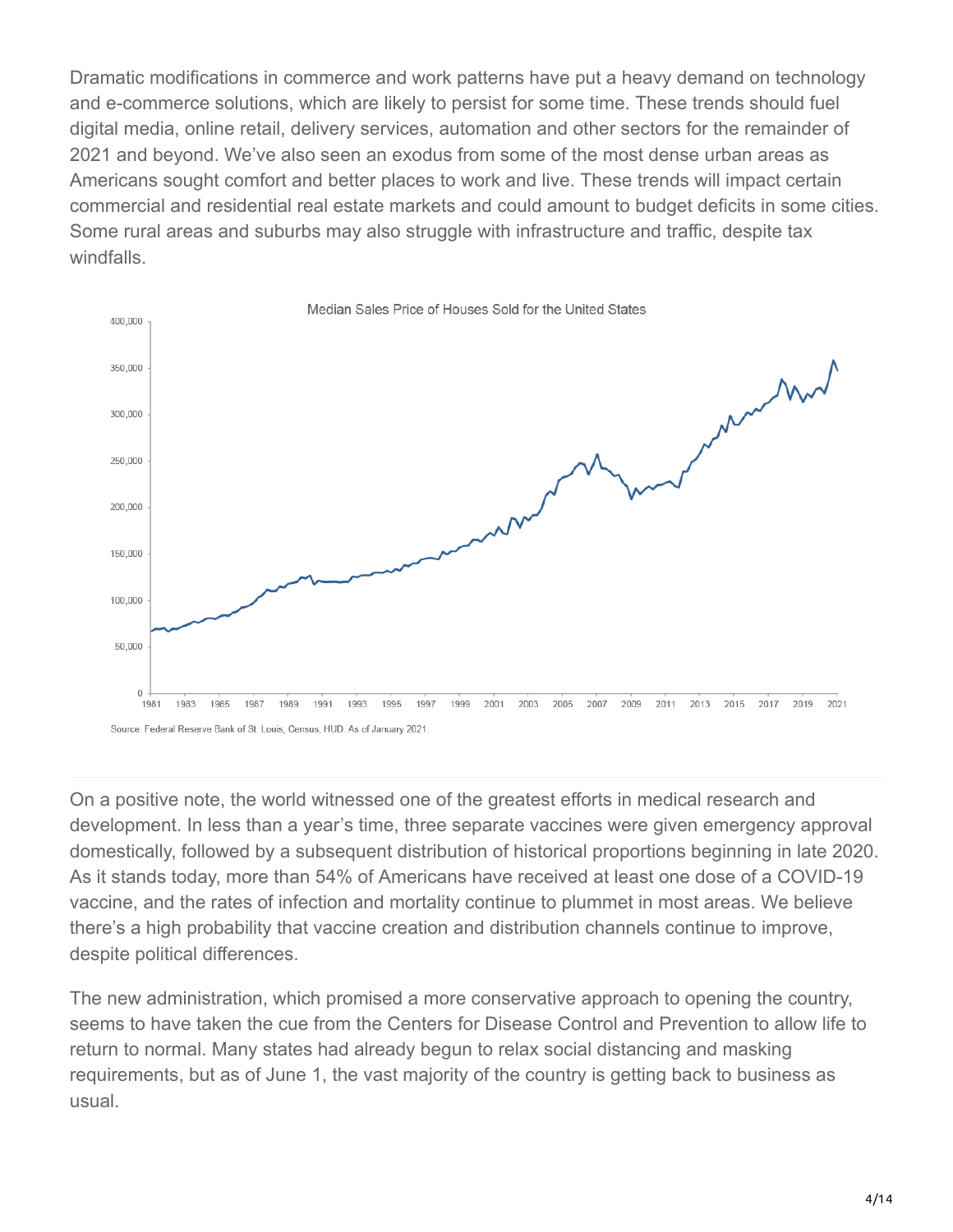Dramatic modifications in commerce and work patterns have put a heavy demand on technology and e-commerce solutions, which are likely to persist for some time. These trends should fuel digital media, online retail, delivery services, automation and other sectors for the remainder of 2021 and beyond. We've also seen an exodus from some of the most dense urban areas as Americans sought comfort and better places to work and live. These trends will impact certain commercial and residential real estate markets and could amount to budget deficits in some cities. Some rural areas and suburbs may also struggle with infrastructure and traffic, despite tax windfalls.

Median Sales Price of Houses Sold for the United States

Source: Federal Reserve Bank of St. Louis, Census, HUD. As of January 2021.

On a positive note, the world witnessed one of the greatest efforts in medical research and development. In less than a year's time, three separate vaccines were given emergency approval domestically, followed by a subsequent distribution of historical proportions beginning in late 2020. As it stands today, more than 54% of Americans have received at least one dose of a COVID-19 vaccine, and the rates of infection and mortality continue to plummet in most areas. We believe there's a high probability that vaccine creation and distribution channels continue to improve, despite political differences.

The new administration, which promised a more conservative approach to opening the country, seems to have taken the cue from the Centers for Disease Control and Prevention to allow life to return to normal. Many states had already begun to relax social distancing and masking requirements, but as of June 1, the vast majority of the country is getting back to business as usual.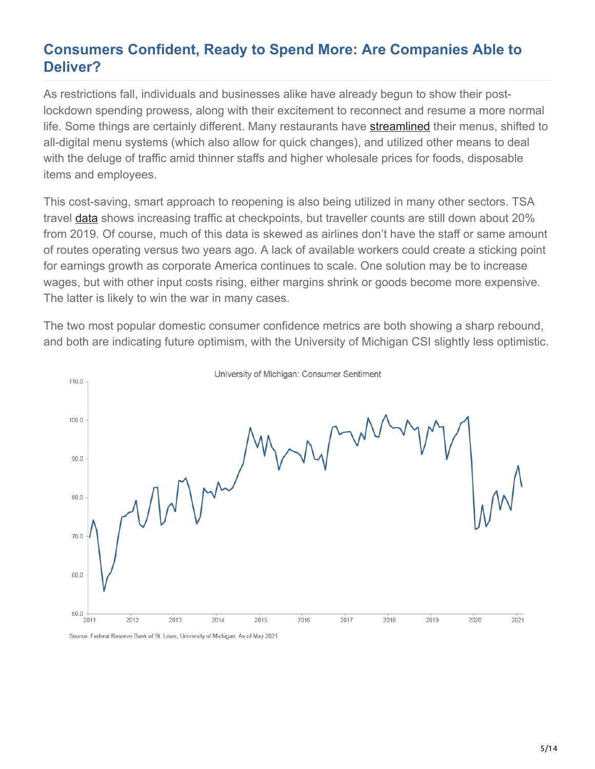## Consumers Confident, Ready to Spend More: Are Companies Able to Deliver?

As restrictions fall, individuals and businesses alike have already begun to show their post-lockdown spending prowess, along with their excitement to reconnect and resume a more normal life. Some things are certainly different. Many restaurants have streamlined their menus, shifted to all-digital menu systems (which also allow for quick changes), and utilized other means to deal with the deluge of traffic amid thinner staffs and higher wholesale prices for foods, disposable items and employees.

This cost-saving, smart approach to reopening is also being utilized in many other sectors. TSA travel data shows increasing traffic at checkpoints, but traveller counts are still down about 20% from 2019. Of course, much of this data is skewed as airlines don't have the staff or same amount of routes operating versus two years ago. A lack of available workers could create a sticking point for earnings growth as corporate America continues to scale. One solution may be to increase wages, but with other input costs rising, either margins shrink or goods become more expensive. The latter is likely to win the war in many cases.

The two most popular domestic consumer confidence metrics are both showing a sharp rebound, and both are indicating future optimism, with the University of Michigan CSI slightly less optimistic.

University of Michigan: Consumer Sentiment

Source: Federal Reserve Bank of St. Louis, University of Michigan. As of May 2021.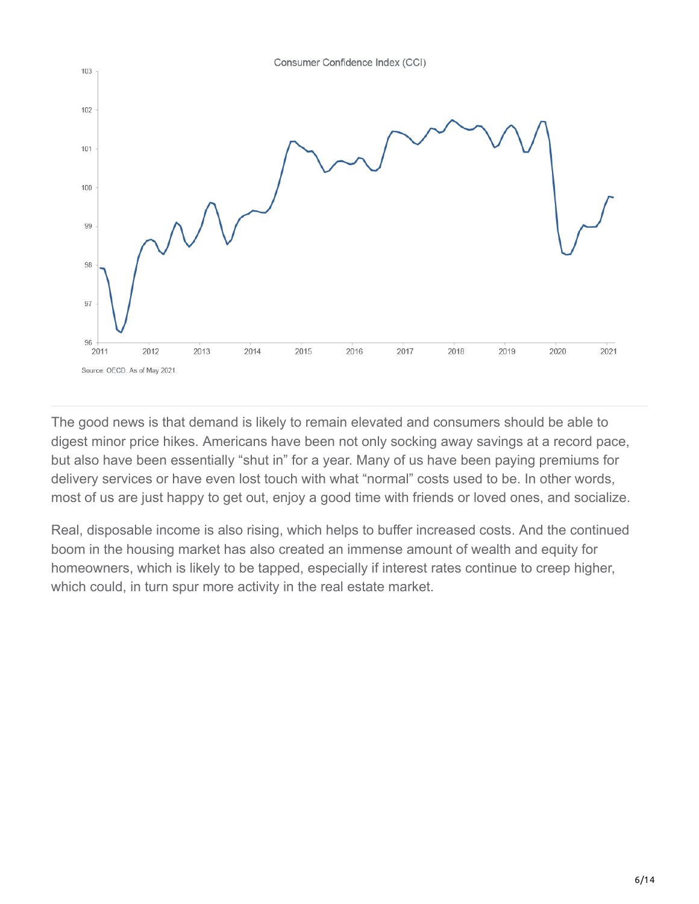Consumer Confidence Index (CCI)

Source: OECD. As of May 2021.

The good news is that demand is likely to remain elevated and consumers should be able to digest minor price hikes. Americans have been not only socking away savings at a record pace, but also have been essentially "shut in" for a year. Many of us have been paying premiums for delivery services or have even lost touch with what "normal" costs used to be. In other words, most of us are just happy to get out, enjoy a good time with friends or loved ones, and socialize.

Real, disposable income is also rising, which helps to buffer increased costs. And the continued boom in the housing market has also created an immense amount of wealth and equity for homeowners, which is likely to be tapped, especially if interest rates continue to creep higher, which could, in turn spur more activity in the real estate market.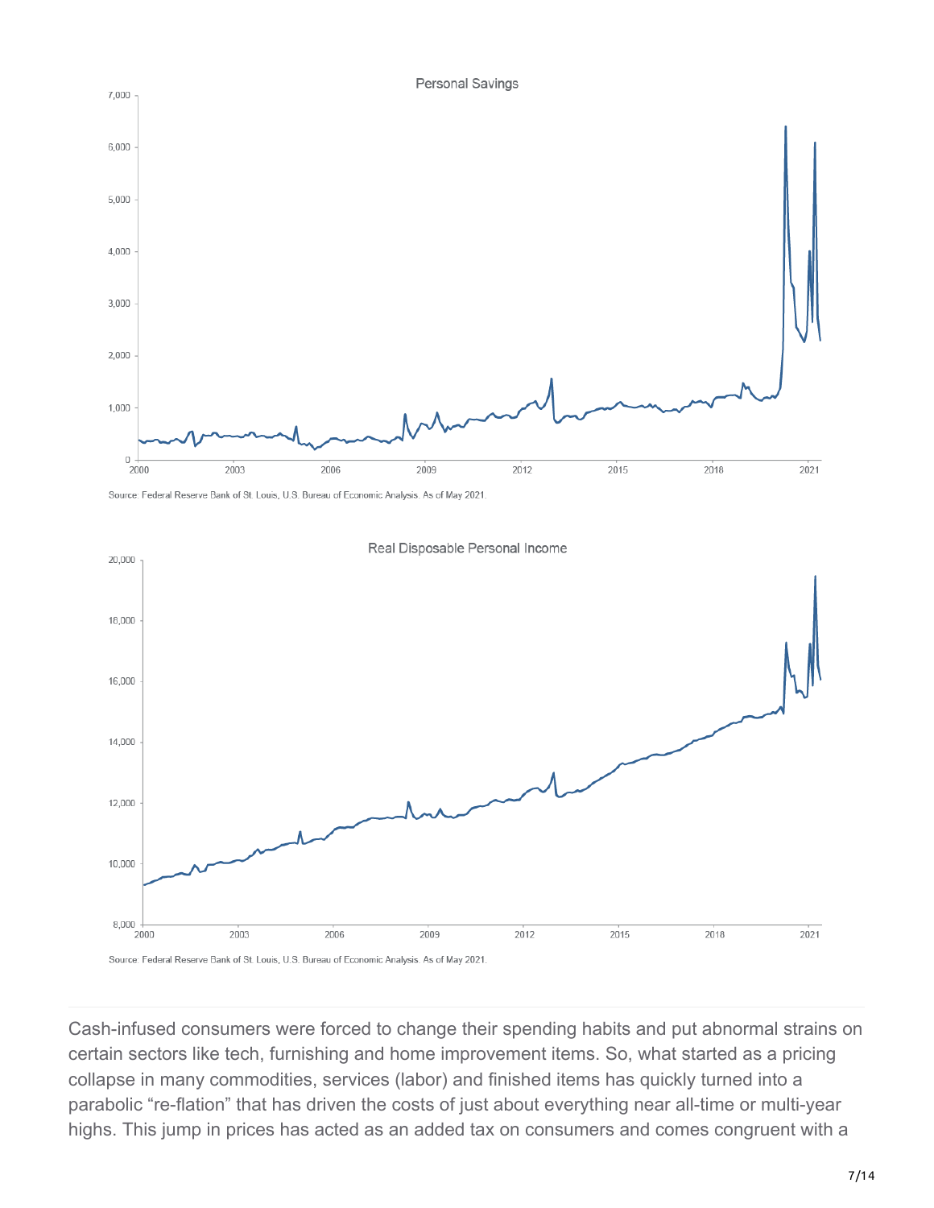Personal Savings

Source: Federal Reserve Bank of St. Louis, U.S. Bureau of Economic Analysis. As of May 2021.

Real Disposable Personal Income

Source: Federal Reserve Bank of St. Louis, U.S. Bureau of Economic Analysis. As of May 2021.

---

Cash-infused consumers were forced to change their spending habits and put abnormal strains on certain sectors like tech, furnishing and home improvement items. So, what started as a pricing collapse in many commodities, services (labor) and finished items has quickly turned into a parabolic "re-flation" that has driven the costs of just about everything near all-time or multi-year highs. This jump in prices has acted as an added tax on consumers and comes congruent with a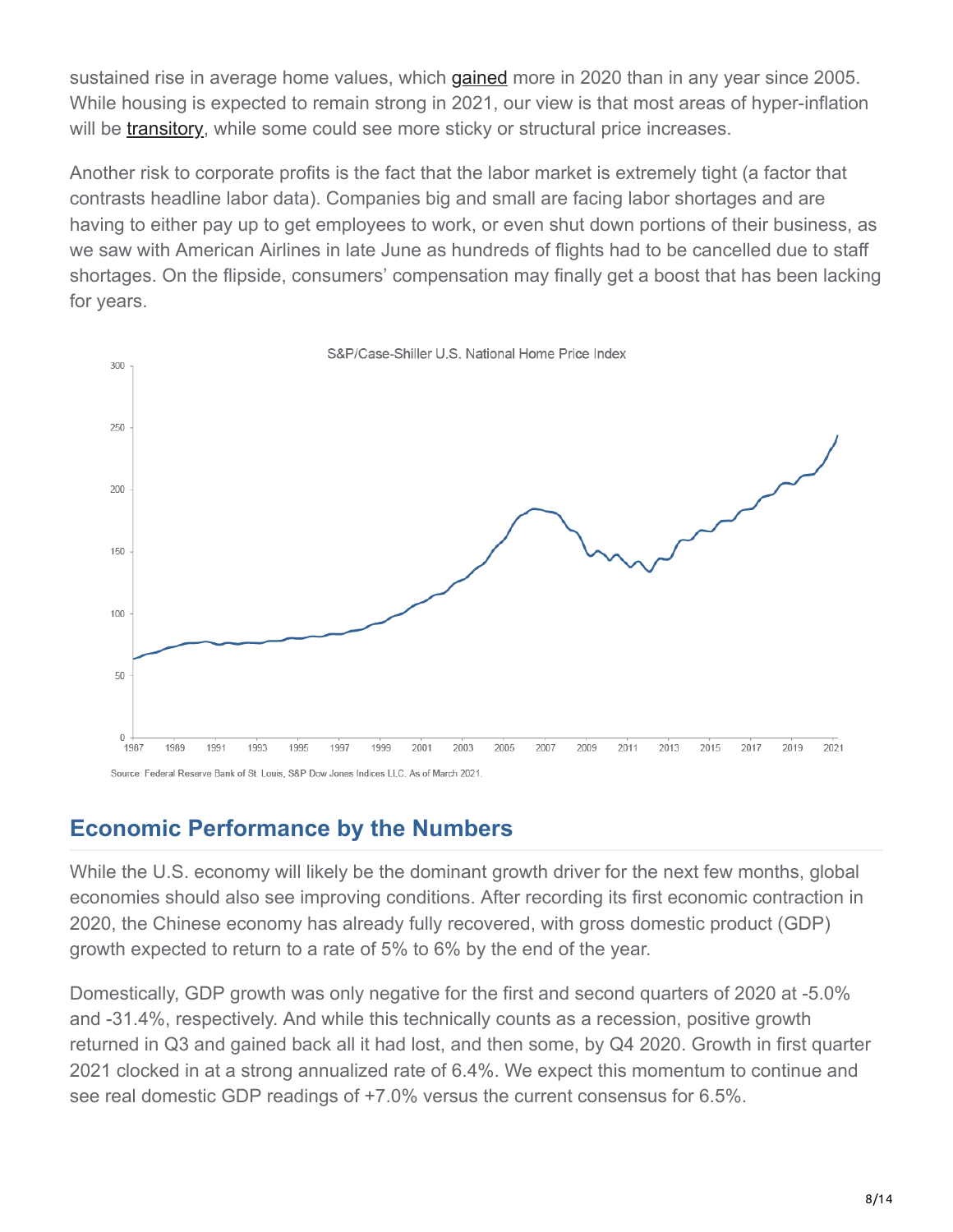sustained rise in average home values, which gained more in 2020 than in any year since 2005. While housing is expected to remain strong in 2021, our view is that most areas of hyper-inflation will be transitory, while some could see more sticky or structural price increases.

Another risk to corporate profits is the fact that the labor market is extremely tight (a factor that contrasts headline labor data). Companies big and small are facing labor shortages and are having to either pay up to get employees to work, or even shut down portions of their business, as we saw with American Airlines in late June as hundreds of flights had to be cancelled due to staff shortages. On the flipside, consumers' compensation may finally get a boost that has been lacking for years.

S&P/Case-Shiller U.S. National Home Price Index

Source: Federal Reserve Bank of St. Louis, S&P Dow Jones Indices LLC. As of March 2021.

## Economic Performance by the Numbers

While the U.S. economy will likely be the dominant growth driver for the next few months, global economies should also see improving conditions. After recording its first economic contraction in 2020, the Chinese economy has already fully recovered, with gross domestic product (GDP) growth expected to return to a rate of 5% to 6% by the end of the year.

Domestically, GDP growth was only negative for the first and second quarters of 2020 at -5.0% and -31.4%, respectively. And while this technically counts as a recession, positive growth returned in Q3 and gained back all it had lost, and then some, by Q4 2020. Growth in first quarter 2021 clocked in at a strong annualized rate of 6.4%. We expect this momentum to continue and see real domestic GDP readings of +7.0% versus the current consensus for 6.5%.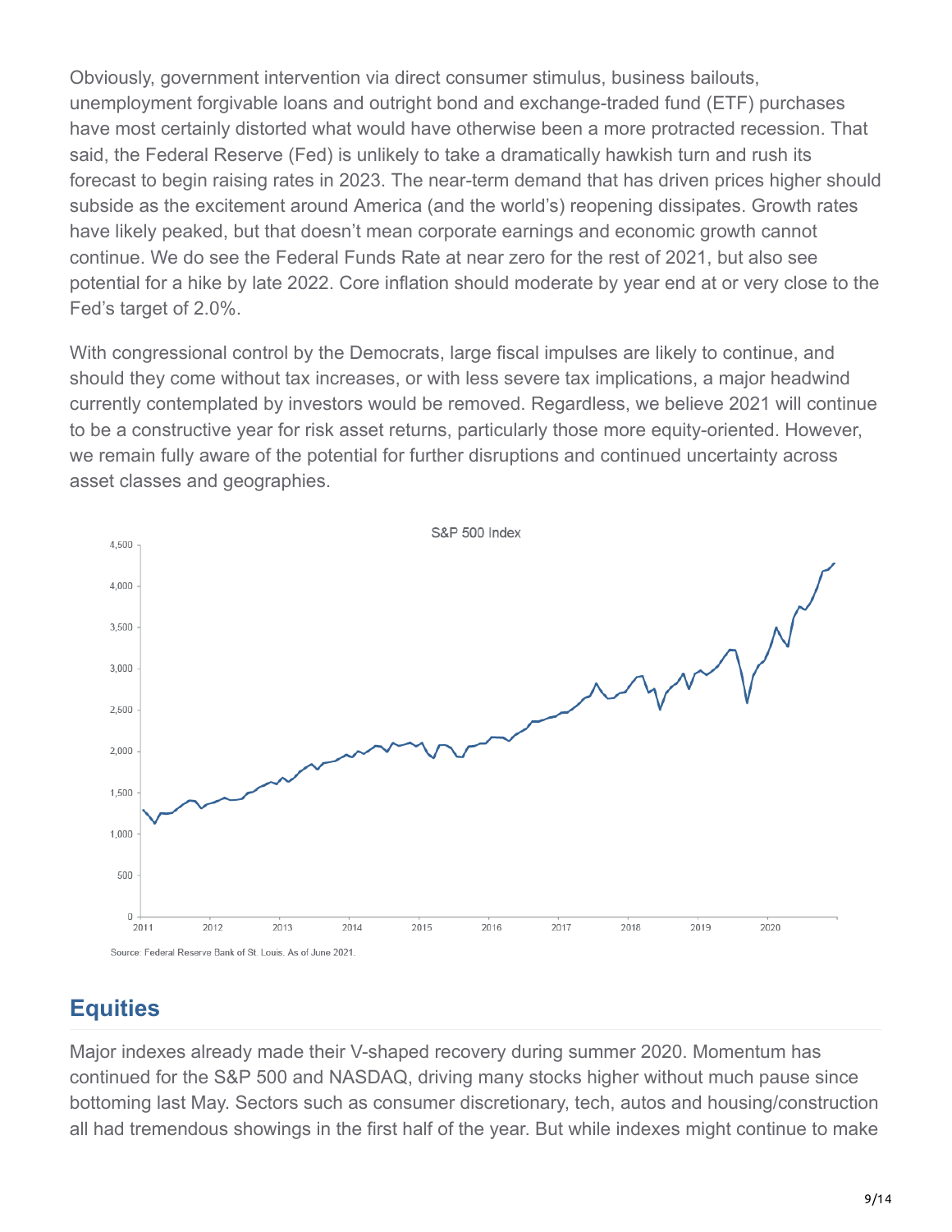Obviously, government intervention via direct consumer stimulus, business bailouts, unemployment forgivable loans and outright bond and exchange-traded fund (ETF) purchases have most certainly distorted what would have otherwise been a more protracted recession. That said, the Federal Reserve (Fed) is unlikely to take a dramatically hawkish turn and rush its forecast to begin raising rates in 2023. The near-term demand that has driven prices higher should subside as the excitement around America (and the world's) reopening dissipates. Growth rates have likely peaked, but that doesn't mean corporate earnings and economic growth cannot continue. We do see the Federal Funds Rate at near zero for the rest of 2021, but also see potential for a hike by late 2022. Core inflation should moderate by year end at or very close to the Fed's target of 2.0%.

With congressional control by the Democrats, large fiscal impulses are likely to continue, and should they come without tax increases, or with less severe tax implications, a major headwind currently contemplated by investors would be removed. Regardless, we believe 2021 will continue to be a constructive year for risk asset returns, particularly those more equity-oriented. However, we remain fully aware of the potential for further disruptions and continued uncertainty across asset classes and geographies.

S&P 500 Index

Source: Federal Reserve Bank of St. Louis. As of June 2021.

## Equities

Major indexes already made their V-shaped recovery during summer 2020. Momentum has continued for the S&P 500 and NASDAQ, driving many stocks higher without much pause since bottoming last May. Sectors such as consumer discretionary, tech, autos and housing/construction all had tremendous showings in the first half of the year. But while indexes might continue to make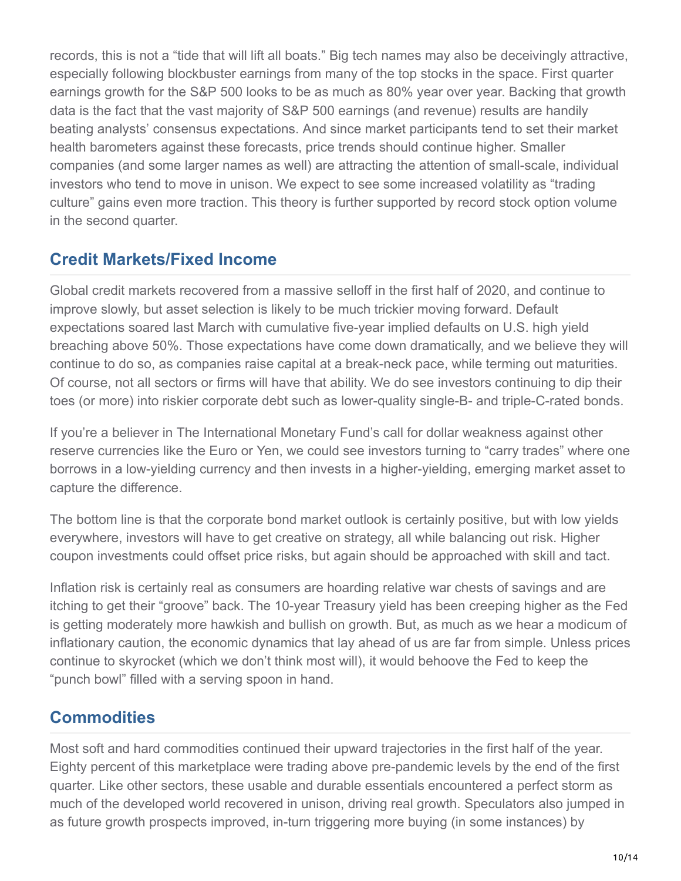records, this is not a “tide that will lift all boats.” Big tech names may also be deceivingly attractive, especially following blockbuster earnings from many of the top stocks in the space. First quarter earnings growth for the S&P 500 looks to be as much as 80% year over year. Backing that growth data is the fact that the vast majority of S&P 500 earnings (and revenue) results are handily beating analysts’ consensus expectations. And since market participants tend to set their market health barometers against these forecasts, price trends should continue higher. Smaller companies (and some larger names as well) are attracting the attention of small-scale, individual investors who tend to move in unison. We expect to see some increased volatility as “trading culture” gains even more traction. This theory is further supported by record stock option volume in the second quarter.

## Credit Markets/Fixed Income

Global credit markets recovered from a massive selloff in the first half of 2020, and continue to improve slowly, but asset selection is likely to be much trickier moving forward. Default expectations soared last March with cumulative five-year implied defaults on U.S. high yield breaching above 50%. Those expectations have come down dramatically, and we believe they will continue to do so, as companies raise capital at a break-neck pace, while terming out maturities. Of course, not all sectors or firms will have that ability. We do see investors continuing to dip their toes (or more) into riskier corporate debt such as lower-quality single-B- and triple-C-rated bonds.

If you’re a believer in The International Monetary Fund’s call for dollar weakness against other reserve currencies like the Euro or Yen, we could see investors turning to “carry trades” where one borrows in a low-yielding currency and then invests in a higher-yielding, emerging market asset to capture the difference.

The bottom line is that the corporate bond market outlook is certainly positive, but with low yields everywhere, investors will have to get creative on strategy, all while balancing out risk. Higher coupon investments could offset price risks, but again should be approached with skill and tact.

Inflation risk is certainly real as consumers are hoarding relative war chests of savings and are itching to get their “groove” back. The 10-year Treasury yield has been creeping higher as the Fed is getting moderately more hawkish and bullish on growth. But, as much as we hear a modicum of inflationary caution, the economic dynamics that lay ahead of us are far from simple. Unless prices continue to skyrocket (which we don’t think most will), it would behoove the Fed to keep the “punch bowl” filled with a serving spoon in hand.

## Commodities

Most soft and hard commodities continued their upward trajectories in the first half of the year. Eighty percent of this marketplace were trading above pre-pandemic levels by the end of the first quarter. Like other sectors, these usable and durable essentials encountered a perfect storm as much of the developed world recovered in unison, driving real growth. Speculators also jumped in as future growth prospects improved, in-turn triggering more buying (in some instances) by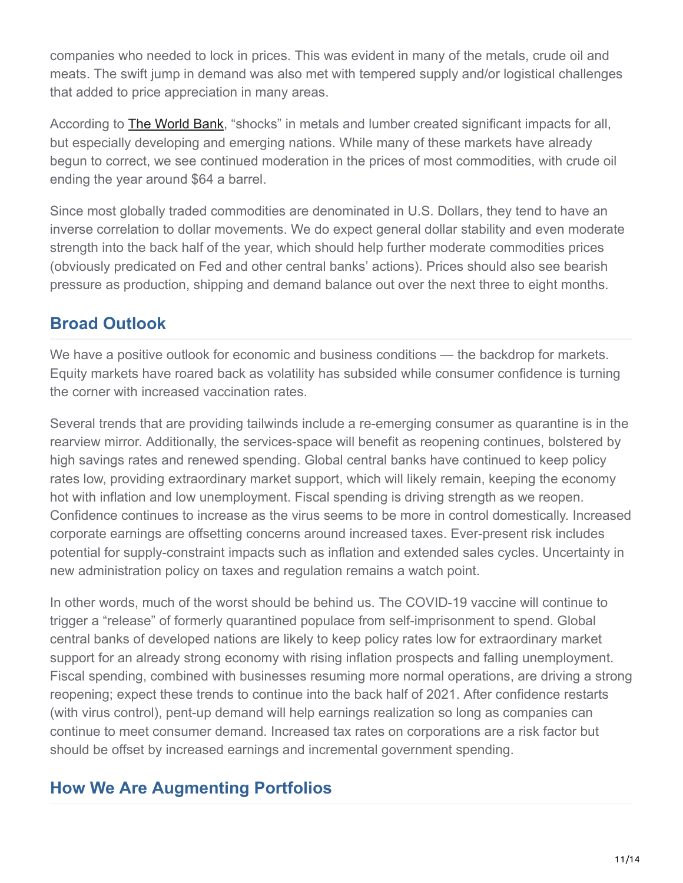companies who needed to lock in prices. This was evident in many of the metals, crude oil and meats. The swift jump in demand was also met with tempered supply and/or logistical challenges that added to price appreciation in many areas.

According to The World Bank, "shocks" in metals and lumber created significant impacts for all, but especially developing and emerging nations. While many of these markets have already begun to correct, we see continued moderation in the prices of most commodities, with crude oil ending the year around $64 a barrel.

Since most globally traded commodities are denominated in U.S. Dollars, they tend to have an inverse correlation to dollar movements. We do expect general dollar stability and even moderate strength into the back half of the year, which should help further moderate commodities prices (obviously predicated on Fed and other central banks' actions). Prices should also see bearish pressure as production, shipping and demand balance out over the next three to eight months.

## Broad Outlook

We have a positive outlook for economic and business conditions — the backdrop for markets. Equity markets have roared back as volatility has subsided while consumer confidence is turning the corner with increased vaccination rates.

Several trends that are providing tailwinds include a re-emerging consumer as quarantine is in the rearview mirror. Additionally, the services-space will benefit as reopening continues, bolstered by high savings rates and renewed spending. Global central banks have continued to keep policy rates low, providing extraordinary market support, which will likely remain, keeping the economy hot with inflation and low unemployment. Fiscal spending is driving strength as we reopen. Confidence continues to increase as the virus seems to be more in control domestically. Increased corporate earnings are offsetting concerns around increased taxes. Ever-present risk includes potential for supply-constraint impacts such as inflation and extended sales cycles. Uncertainty in new administration policy on taxes and regulation remains a watch point.

In other words, much of the worst should be behind us. The COVID-19 vaccine will continue to trigger a "release" of formerly quarantined populace from self-imprisonment to spend. Global central banks of developed nations are likely to keep policy rates low for extraordinary market support for an already strong economy with rising inflation prospects and falling unemployment. Fiscal spending, combined with businesses resuming more normal operations, are driving a strong reopening; expect these trends to continue into the back half of 2021. After confidence restarts (with virus control), pent-up demand will help earnings realization so long as companies can continue to meet consumer demand. Increased tax rates on corporations are a risk factor but should be offset by increased earnings and incremental government spending.

## How We Are Augmenting Portfolios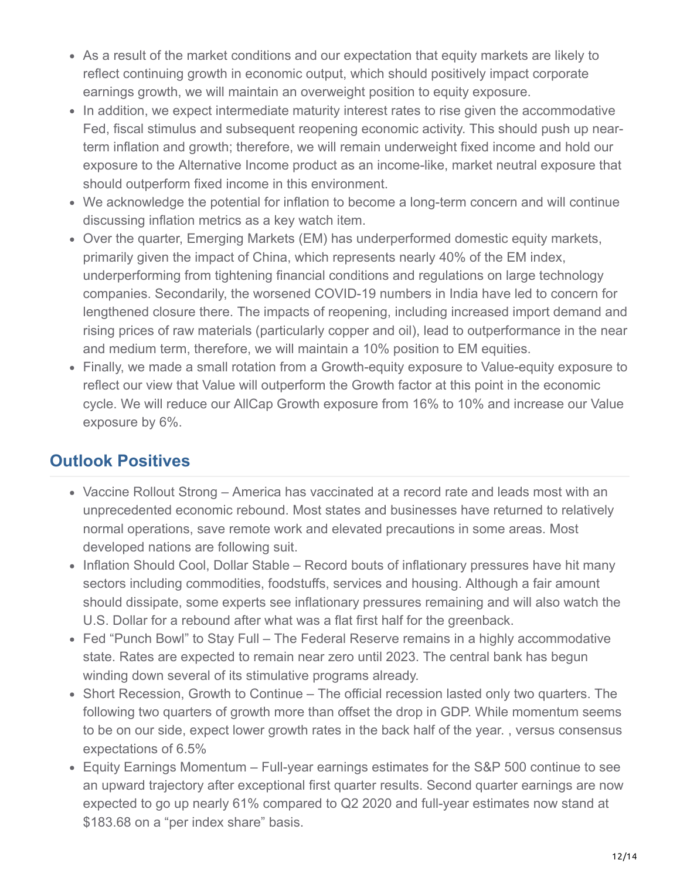- As a result of the market conditions and our expectation that equity markets are likely to reflect continuing growth in economic output, which should positively impact corporate earnings growth, we will maintain an overweight position to equity exposure.
- In addition, we expect intermediate maturity interest rates to rise given the accommodative Fed, fiscal stimulus and subsequent reopening economic activity. This should push up near-term inflation and growth; therefore, we will remain underweight fixed income and hold our exposure to the Alternative Income product as an income-like, market neutral exposure that should outperform fixed income in this environment.
- We acknowledge the potential for inflation to become a long-term concern and will continue discussing inflation metrics as a key watch item.
- Over the quarter, Emerging Markets (EM) has underperformed domestic equity markets, primarily given the impact of China, which represents nearly 40% of the EM index, underperforming from tightening financial conditions and regulations on large technology companies. Secondarily, the worsened COVID-19 numbers in India have led to concern for lengthened closure there. The impacts of reopening, including increased import demand and rising prices of raw materials (particularly copper and oil), lead to outperformance in the near and medium term, therefore, we will maintain a 10% position to EM equities.
- Finally, we made a small rotation from a Growth-equity exposure to Value-equity exposure to reflect our view that Value will outperform the Growth factor at this point in the economic cycle. We will reduce our AllCap Growth exposure from 16% to 10% and increase our Value exposure by 6%.

## Outlook Positives

- Vaccine Rollout Strong – America has vaccinated at a record rate and leads most with an unprecedented economic rebound. Most states and businesses have returned to relatively normal operations, save remote work and elevated precautions in some areas. Most developed nations are following suit.
- Inflation Should Cool, Dollar Stable – Record bouts of inflationary pressures have hit many sectors including commodities, foodstuffs, services and housing. Although a fair amount should dissipate, some experts see inflationary pressures remaining and will also watch the U.S. Dollar for a rebound after what was a flat first half for the greenback.
- Fed "Punch Bowl" to Stay Full – The Federal Reserve remains in a highly accommodative state. Rates are expected to remain near zero until 2023. The central bank has begun winding down several of its stimulative programs already.
- Short Recession, Growth to Continue – The official recession lasted only two quarters. The following two quarters of growth more than offset the drop in GDP. While momentum seems to be on our side, expect lower growth rates in the back half of the year. , versus consensus expectations of 6.5%
- Equity Earnings Momentum – Full-year earnings estimates for the S&P 500 continue to see an upward trajectory after exceptional first quarter results. Second quarter earnings are now expected to go up nearly 61% compared to Q2 2020 and full-year estimates now stand at $183.68 on a "per index share" basis.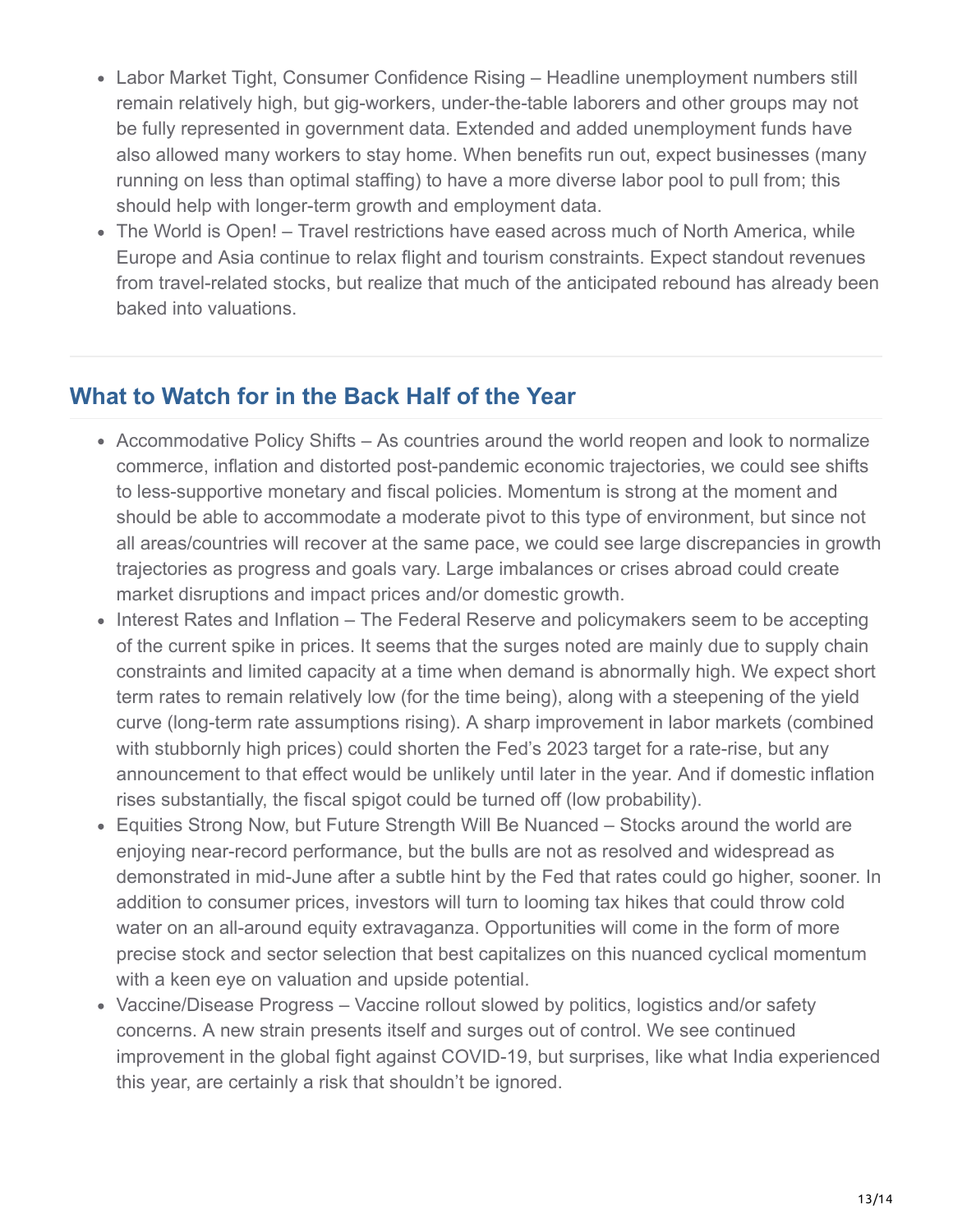- Labor Market Tight, Consumer Confidence Rising – Headline unemployment numbers still remain relatively high, but gig-workers, under-the-table laborers and other groups may not be fully represented in government data. Extended and added unemployment funds have also allowed many workers to stay home. When benefits run out, expect businesses (many running on less than optimal staffing) to have a more diverse labor pool to pull from; this should help with longer-term growth and employment data.
- The World is Open! – Travel restrictions have eased across much of North America, while Europe and Asia continue to relax flight and tourism constraints. Expect standout revenues from travel-related stocks, but realize that much of the anticipated rebound has already been baked into valuations.

## What to Watch for in the Back Half of the Year

- Accommodative Policy Shifts – As countries around the world reopen and look to normalize commerce, inflation and distorted post-pandemic economic trajectories, we could see shifts to less-supportive monetary and fiscal policies. Momentum is strong at the moment and should be able to accommodate a moderate pivot to this type of environment, but since not all areas/countries will recover at the same pace, we could see large discrepancies in growth trajectories as progress and goals vary. Large imbalances or crises abroad could create market disruptions and impact prices and/or domestic growth.
- Interest Rates and Inflation – The Federal Reserve and policymakers seem to be accepting of the current spike in prices. It seems that the surges noted are mainly due to supply chain constraints and limited capacity at a time when demand is abnormally high. We expect short term rates to remain relatively low (for the time being), along with a steepening of the yield curve (long-term rate assumptions rising). A sharp improvement in labor markets (combined with stubbornly high prices) could shorten the Fed's 2023 target for a rate-rise, but any announcement to that effect would be unlikely until later in the year. And if domestic inflation rises substantially, the fiscal spigot could be turned off (low probability).
- Equities Strong Now, but Future Strength Will Be Nuanced – Stocks around the world are enjoying near-record performance, but the bulls are not as resolved and widespread as demonstrated in mid-June after a subtle hint by the Fed that rates could go higher, sooner. In addition to consumer prices, investors will turn to looming tax hikes that could throw cold water on an all-around equity extravaganza. Opportunities will come in the form of more precise stock and sector selection that best capitalizes on this nuanced cyclical momentum with a keen eye on valuation and upside potential.
- Vaccine/Disease Progress – Vaccine rollout slowed by politics, logistics and/or safety concerns. A new strain presents itself and surges out of control. We see continued improvement in the global fight against COVID-19, but surprises, like what India experienced this year, are certainly a risk that shouldn't be ignored.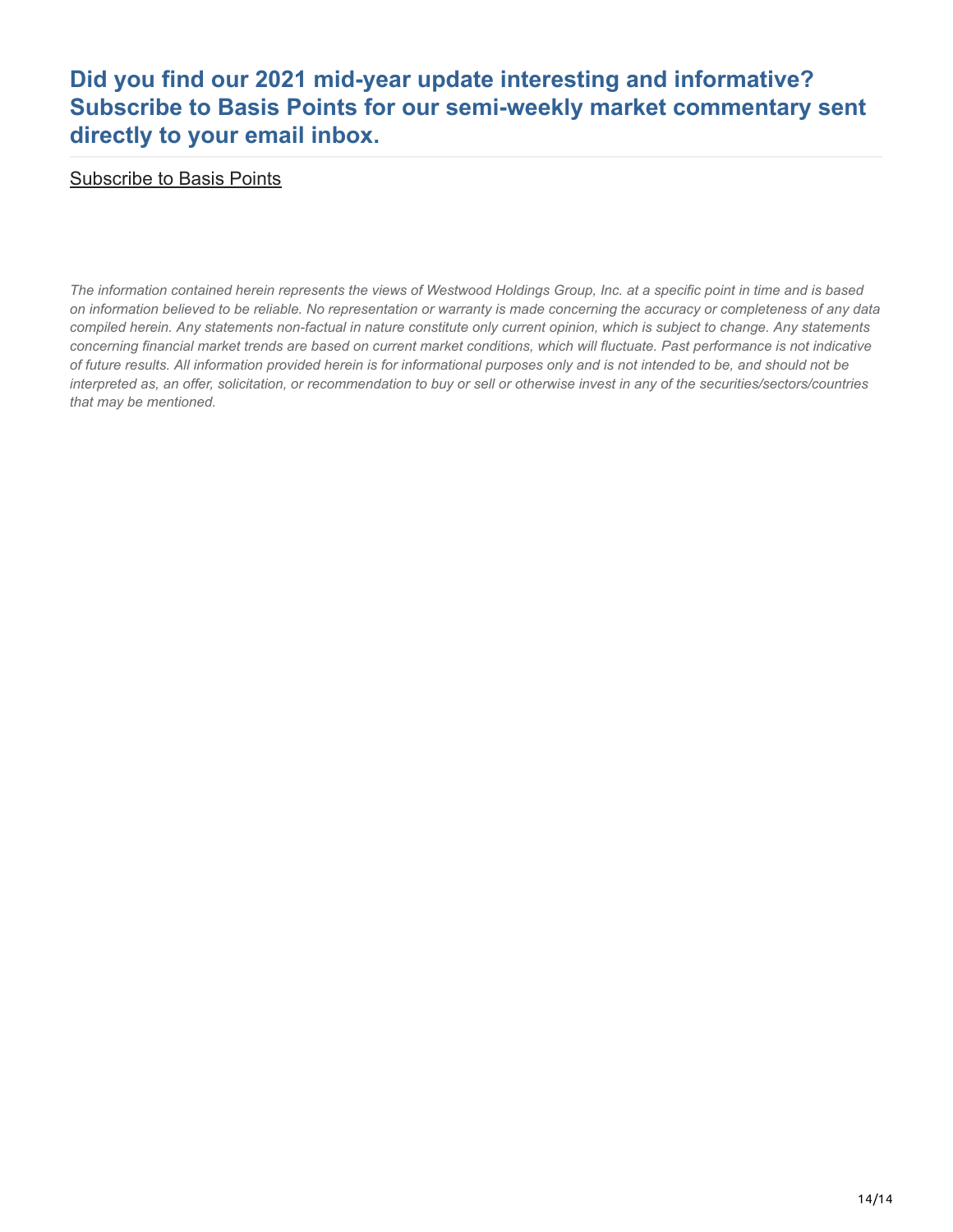## Did you find our 2021 mid-year update interesting and informative? Subscribe to Basis Points for our semi-weekly market commentary sent directly to your email inbox.

Subscribe to Basis Points

*The information contained herein represents the views of Westwood Holdings Group, Inc. at a specific point in time and is based on information believed to be reliable. No representation or warranty is made concerning the accuracy or completeness of any data compiled herein. Any statements non-factual in nature constitute only current opinion, which is subject to change. Any statements concerning financial market trends are based on current market conditions, which will fluctuate. Past performance is not indicative of future results. All information provided herein is for informational purposes only and is not intended to be, and should not be interpreted as, an offer, solicitation, or recommendation to buy or sell or otherwise invest in any of the securities/sectors/countries that may be mentioned.*